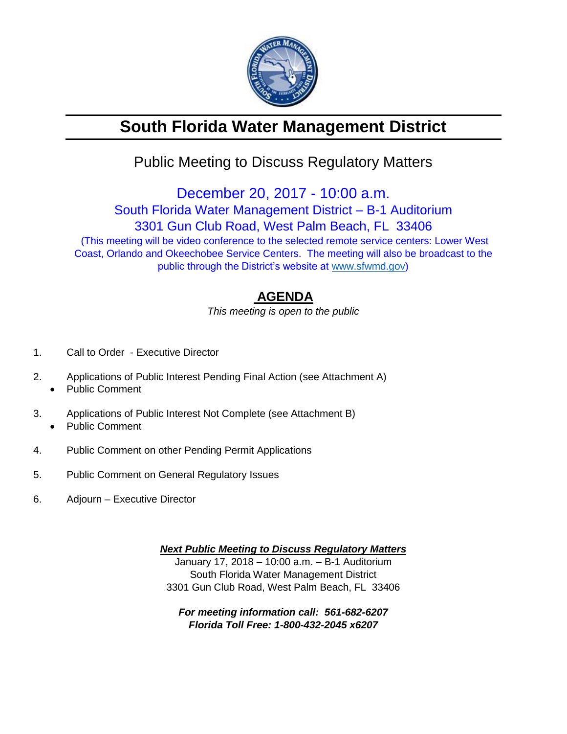# South Florida Water Management District

## Public Meeting to Discuss Regulatory Matters

December 20, 2017 - 10:00 a.m.
South Florida Water Management District – B-1 Auditorium
3301 Gun Club Road, West Palm Beach, FL 33406

(This meeting will be video conference to the selected remote service centers: Lower West Coast, Orlando and Okeechobee Service Centers. The meeting will also be broadcast to the public through the District's website at www.sfwmd.gov)

## AGENDA

*This meeting is open to the public*

1. Call to Order - Executive Director
2. Applications of Public Interest Pending Final Action (see Attachment A)
   - Public Comment
3. Applications of Public Interest Not Complete (see Attachment B)
   - Public Comment
4. Public Comment on other Pending Permit Applications
5. Public Comment on General Regulatory Issues
6. Adjourn – Executive Director

***Next Public Meeting to Discuss Regulatory Matters***

January 17, 2018 – 10:00 a.m. – B-1 Auditorium
South Florida Water Management District
3301 Gun Club Road, West Palm Beach, FL 33406

***For meeting information call: 561-682-6207***
***Florida Toll Free: 1-800-432-2045 x6207***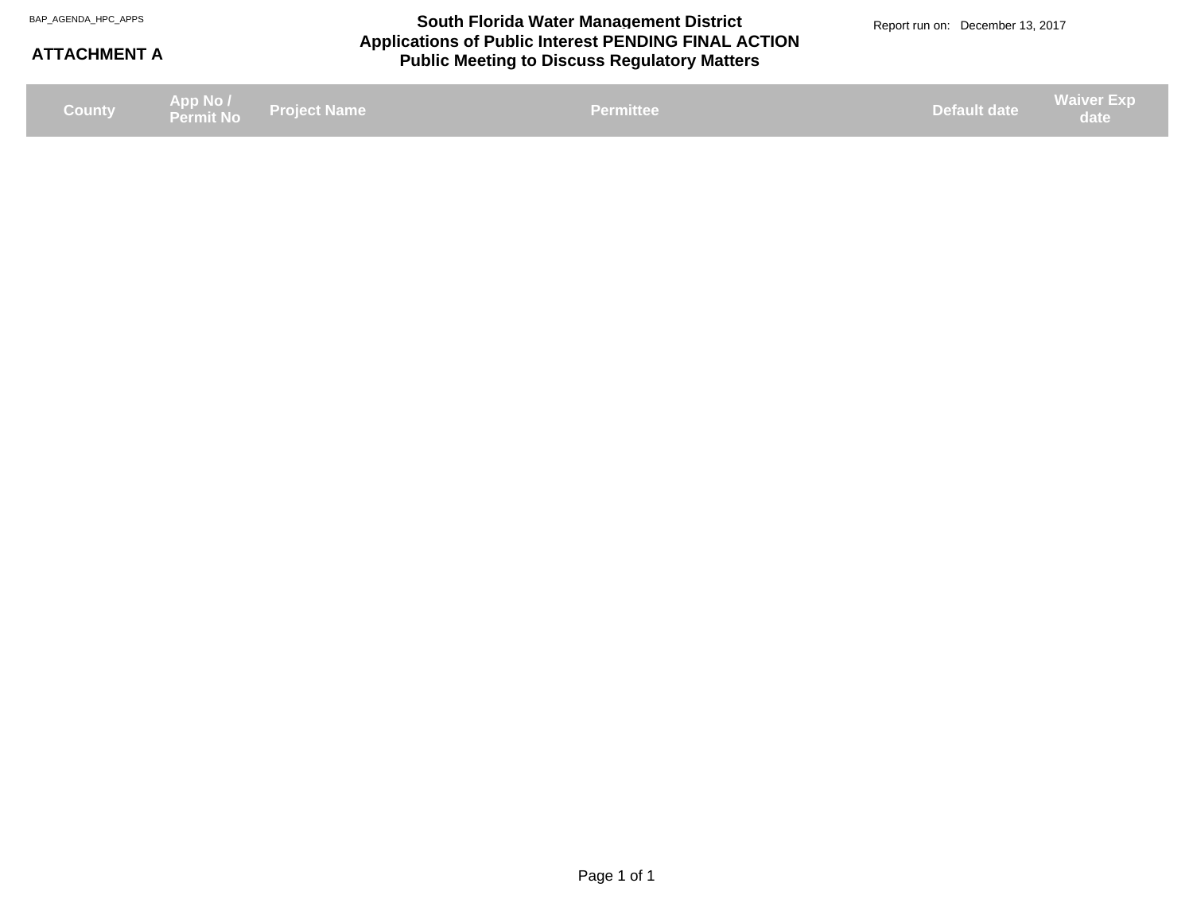BAP_AGENDA_HPC_APPS

**ATTACHMENT A**

# South Florida Water Management District
## Applications of Public Interest PENDING FINAL ACTION
## Public Meeting to Discuss Regulatory Matters

Report run on: December 13, 2017

| County | App No / Permit No | Project Name | Permittee | Default date | Waiver Exp date |
|---|---|---|---|---|---|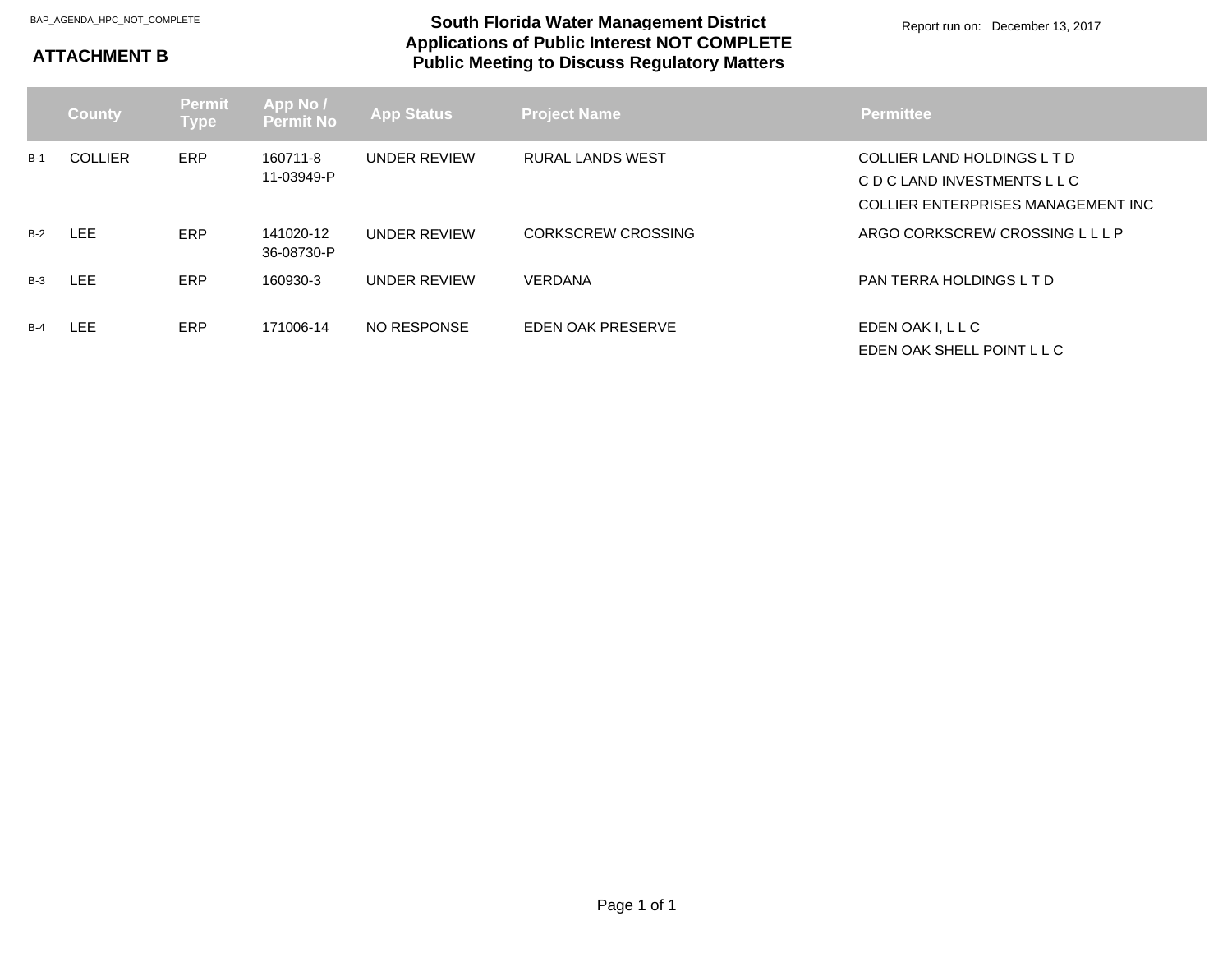BAP_AGENDA_HPC_NOT_COMPLETE

**ATTACHMENT B**

# South Florida Water Management District
## Applications of Public Interest NOT COMPLETE
## Public Meeting to Discuss Regulatory Matters

Report run on: December 13, 2017

| | County | Permit Type | App No / Permit No | App Status | Project Name | Permittee |
|---|---|---|---|---|---|---|
| B-1 | COLLIER | ERP | 160711-8 11-03949-P | UNDER REVIEW | RURAL LANDS WEST | COLLIER LAND HOLDINGS L T D C D C LAND INVESTMENTS L L C COLLIER ENTERPRISES MANAGEMENT INC |
| B-2 | LEE | ERP | 141020-12 36-08730-P | UNDER REVIEW | CORKSCREW CROSSING | ARGO CORKSCREW CROSSING L L L P |
| B-3 | LEE | ERP | 160930-3 | UNDER REVIEW | VERDANA | PAN TERRA HOLDINGS L T D |
| B-4 | LEE | ERP | 171006-14 | NO RESPONSE | EDEN OAK PRESERVE | EDEN OAK I, L L C EDEN OAK SHELL POINT L L C |